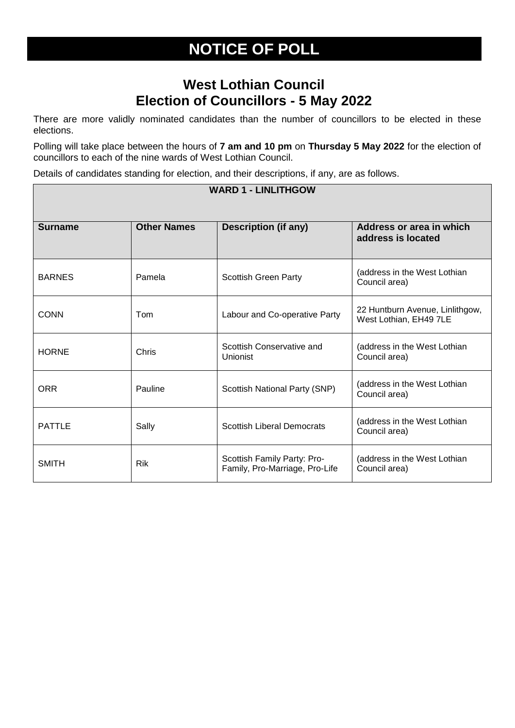# NOTICE OF POLL

## West Lothian Council
## Election of Councillors - 5 May 2022

There are more validly nominated candidates than the number of councillors to be elected in these elections.

Polling will take place between the hours of **7 am and 10 pm** on **Thursday 5 May 2022** for the election of councillors to each of the nine wards of West Lothian Council.

Details of candidates standing for election, and their descriptions, if any, are as follows.

| WARD 1 - LINLITHGOW | | | |
|---|---|---|---|
| **Surname** | **Other Names** | **Description (if any)** | **Address or area in which address is located** |
| BARNES | Pamela | Scottish Green Party | (address in the West Lothian Council area) |
| CONN | Tom | Labour and Co-operative Party | 22 Huntburn Avenue, Linlithgow, West Lothian, EH49 7LE |
| HORNE | Chris | Scottish Conservative and Unionist | (address in the West Lothian Council area) |
| ORR | Pauline | Scottish National Party (SNP) | (address in the West Lothian Council area) |
| PATTLE | Sally | Scottish Liberal Democrats | (address in the West Lothian Council area) |
| SMITH | Rik | Scottish Family Party: Pro-Family, Pro-Marriage, Pro-Life | (address in the West Lothian Council area) |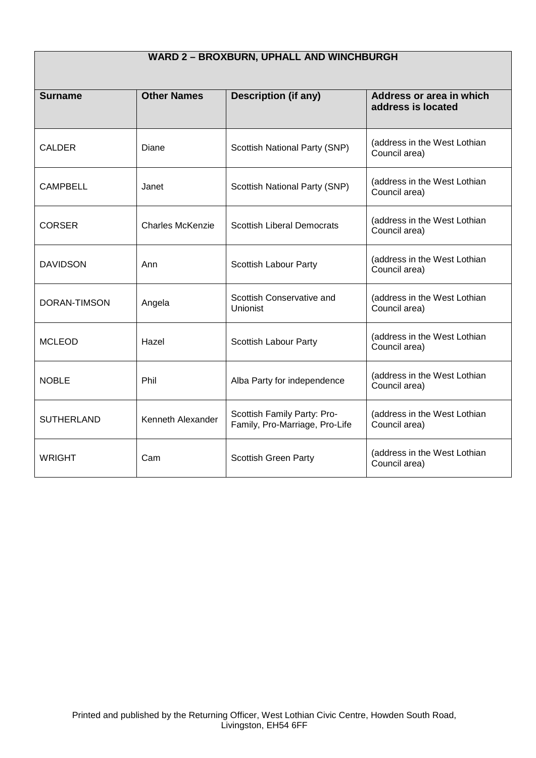| WARD 2 – BROXBURN, UPHALL AND WINCHBURGH | | | |
|---|---|---|---|
| **Surname** | **Other Names** | **Description (if any)** | **Address or area in which address is located** |
| CALDER | Diane | Scottish National Party (SNP) | (address in the West Lothian Council area) |
| CAMPBELL | Janet | Scottish National Party (SNP) | (address in the West Lothian Council area) |
| CORSER | Charles McKenzie | Scottish Liberal Democrats | (address in the West Lothian Council area) |
| DAVIDSON | Ann | Scottish Labour Party | (address in the West Lothian Council area) |
| DORAN-TIMSON | Angela | Scottish Conservative and Unionist | (address in the West Lothian Council area) |
| MCLEOD | Hazel | Scottish Labour Party | (address in the West Lothian Council area) |
| NOBLE | Phil | Alba Party for independence | (address in the West Lothian Council area) |
| SUTHERLAND | Kenneth Alexander | Scottish Family Party: Pro-Family, Pro-Marriage, Pro-Life | (address in the West Lothian Council area) |
| WRIGHT | Cam | Scottish Green Party | (address in the West Lothian Council area) |

Printed and published by the Returning Officer, West Lothian Civic Centre, Howden South Road, Livingston, EH54 6FF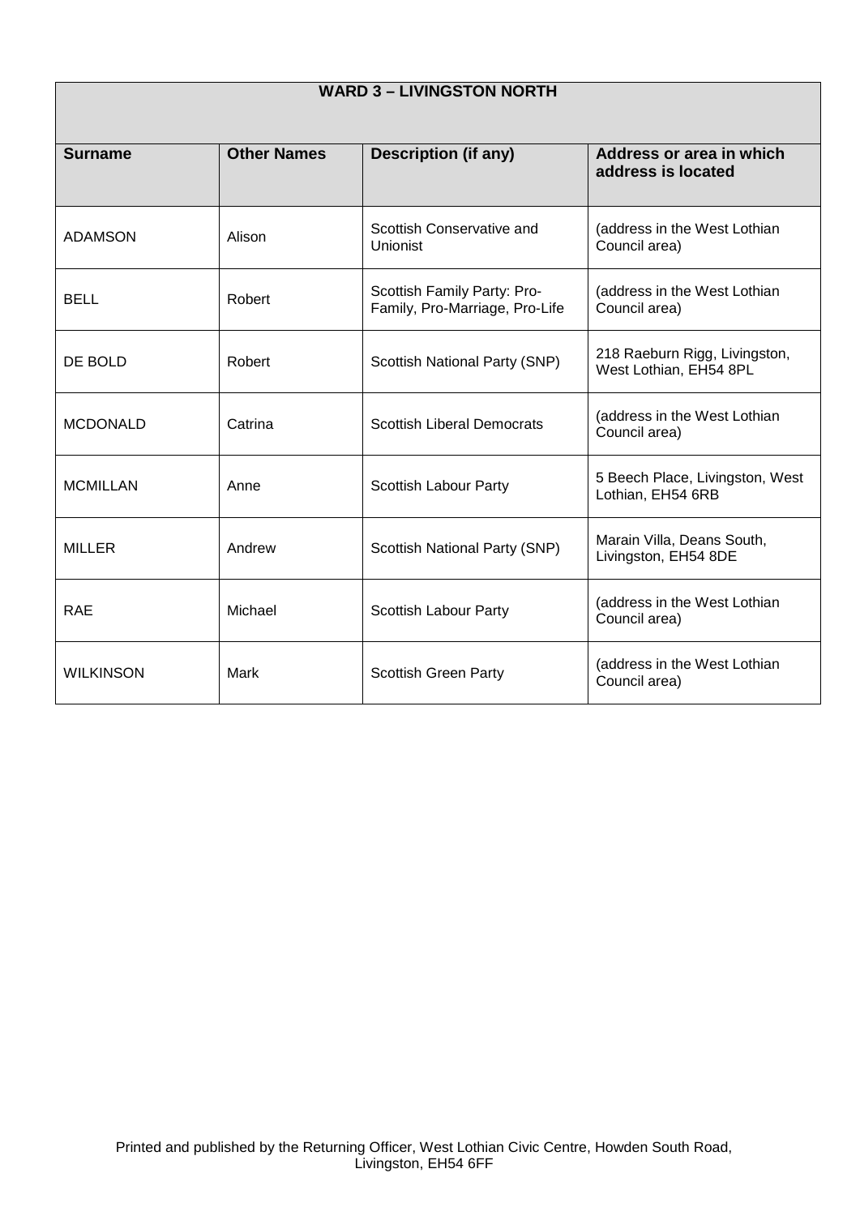| WARD 3 – LIVINGSTON NORTH | | | |
|---|---|---|---|
| **Surname** | **Other Names** | **Description (if any)** | **Address or area in which address is located** |
| ADAMSON | Alison | Scottish Conservative and Unionist | (address in the West Lothian Council area) |
| BELL | Robert | Scottish Family Party: Pro-Family, Pro-Marriage, Pro-Life | (address in the West Lothian Council area) |
| DE BOLD | Robert | Scottish National Party (SNP) | 218 Raeburn Rigg, Livingston, West Lothian, EH54 8PL |
| MCDONALD | Catrina | Scottish Liberal Democrats | (address in the West Lothian Council area) |
| MCMILLAN | Anne | Scottish Labour Party | 5 Beech Place, Livingston, West Lothian, EH54 6RB |
| MILLER | Andrew | Scottish National Party (SNP) | Marain Villa, Deans South, Livingston, EH54 8DE |
| RAE | Michael | Scottish Labour Party | (address in the West Lothian Council area) |
| WILKINSON | Mark | Scottish Green Party | (address in the West Lothian Council area) |

Printed and published by the Returning Officer, West Lothian Civic Centre, Howden South Road, Livingston, EH54 6FF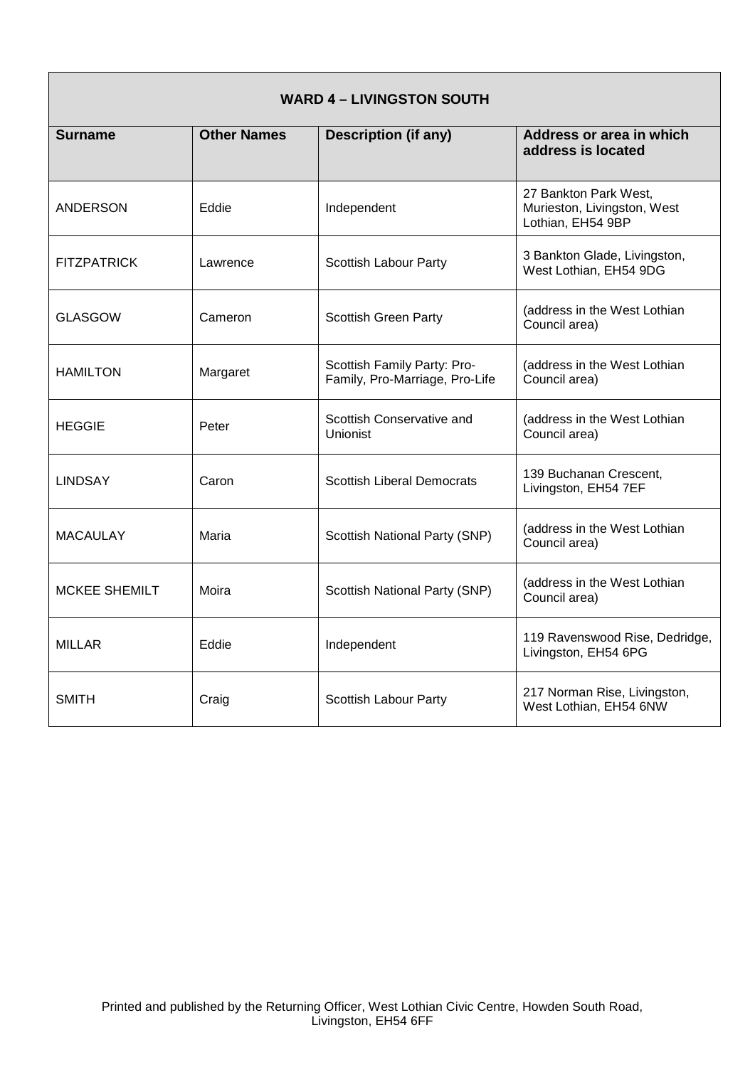| WARD 4 – LIVINGSTON SOUTH | | | |
|---|---|---|---|
| **Surname** | **Other Names** | **Description (if any)** | **Address or area in which address is located** |
| ANDERSON | Eddie | Independent | 27 Bankton Park West, Murieston, Livingston, West Lothian, EH54 9BP |
| FITZPATRICK | Lawrence | Scottish Labour Party | 3 Bankton Glade, Livingston, West Lothian, EH54 9DG |
| GLASGOW | Cameron | Scottish Green Party | (address in the West Lothian Council area) |
| HAMILTON | Margaret | Scottish Family Party: Pro-Family, Pro-Marriage, Pro-Life | (address in the West Lothian Council area) |
| HEGGIE | Peter | Scottish Conservative and Unionist | (address in the West Lothian Council area) |
| LINDSAY | Caron | Scottish Liberal Democrats | 139 Buchanan Crescent, Livingston, EH54 7EF |
| MACAULAY | Maria | Scottish National Party (SNP) | (address in the West Lothian Council area) |
| MCKEE SHEMILT | Moira | Scottish National Party (SNP) | (address in the West Lothian Council area) |
| MILLAR | Eddie | Independent | 119 Ravenswood Rise, Dedridge, Livingston, EH54 6PG |
| SMITH | Craig | Scottish Labour Party | 217 Norman Rise, Livingston, West Lothian, EH54 6NW |

Printed and published by the Returning Officer, West Lothian Civic Centre, Howden South Road, Livingston, EH54 6FF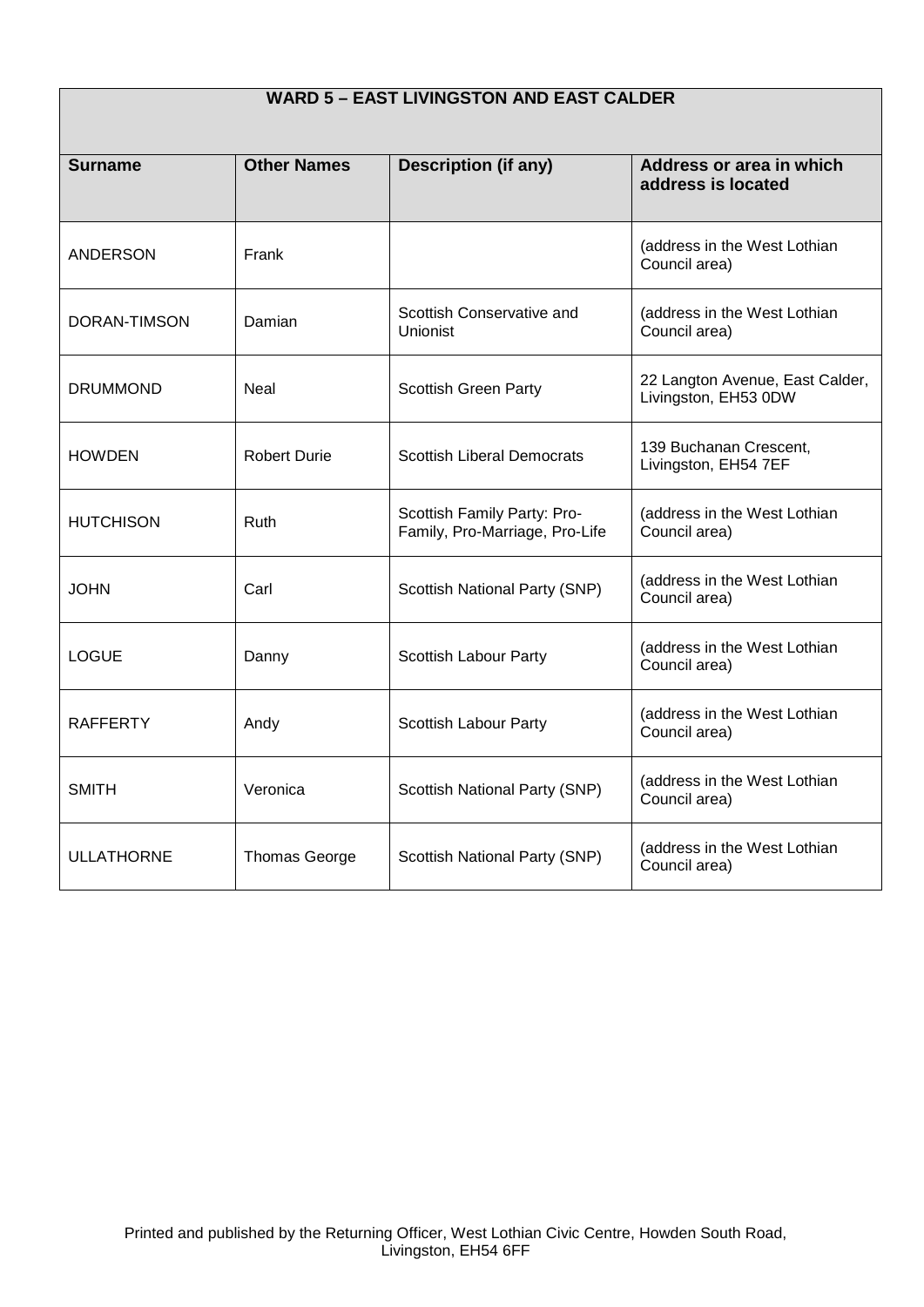## WARD 5 – EAST LIVINGSTON AND EAST CALDER

| Surname | Other Names | Description (if any) | Address or area in which address is located |
|---|---|---|---|
| ANDERSON | Frank | | (address in the West Lothian Council area) |
| DORAN-TIMSON | Damian | Scottish Conservative and Unionist | (address in the West Lothian Council area) |
| DRUMMOND | Neal | Scottish Green Party | 22 Langton Avenue, East Calder, Livingston, EH53 0DW |
| HOWDEN | Robert Durie | Scottish Liberal Democrats | 139 Buchanan Crescent, Livingston, EH54 7EF |
| HUTCHISON | Ruth | Scottish Family Party: Pro-Family, Pro-Marriage, Pro-Life | (address in the West Lothian Council area) |
| JOHN | Carl | Scottish National Party (SNP) | (address in the West Lothian Council area) |
| LOGUE | Danny | Scottish Labour Party | (address in the West Lothian Council area) |
| RAFFERTY | Andy | Scottish Labour Party | (address in the West Lothian Council area) |
| SMITH | Veronica | Scottish National Party (SNP) | (address in the West Lothian Council area) |
| ULLATHORNE | Thomas George | Scottish National Party (SNP) | (address in the West Lothian Council area) |

Printed and published by the Returning Officer, West Lothian Civic Centre, Howden South Road, Livingston, EH54 6FF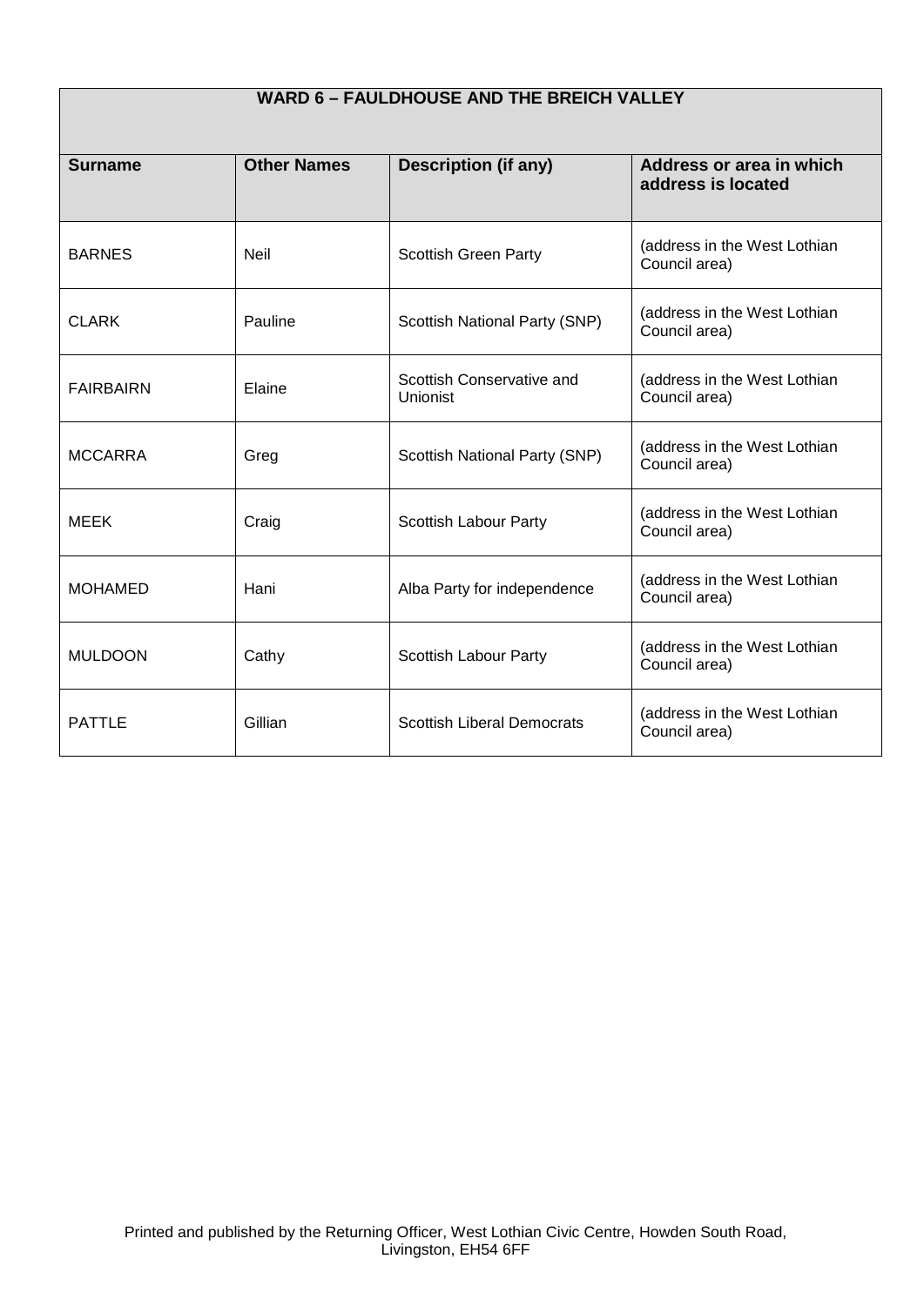| WARD 6 – FAULDHOUSE AND THE BREICH VALLEY | | | |
|---|---|---|---|
| **Surname** | **Other Names** | **Description (if any)** | **Address or area in which address is located** |
| BARNES | Neil | Scottish Green Party | (address in the West Lothian Council area) |
| CLARK | Pauline | Scottish National Party (SNP) | (address in the West Lothian Council area) |
| FAIRBAIRN | Elaine | Scottish Conservative and Unionist | (address in the West Lothian Council area) |
| MCCARRA | Greg | Scottish National Party (SNP) | (address in the West Lothian Council area) |
| MEEK | Craig | Scottish Labour Party | (address in the West Lothian Council area) |
| MOHAMED | Hani | Alba Party for independence | (address in the West Lothian Council area) |
| MULDOON | Cathy | Scottish Labour Party | (address in the West Lothian Council area) |
| PATTLE | Gillian | Scottish Liberal Democrats | (address in the West Lothian Council area) |

Printed and published by the Returning Officer, West Lothian Civic Centre, Howden South Road, Livingston, EH54 6FF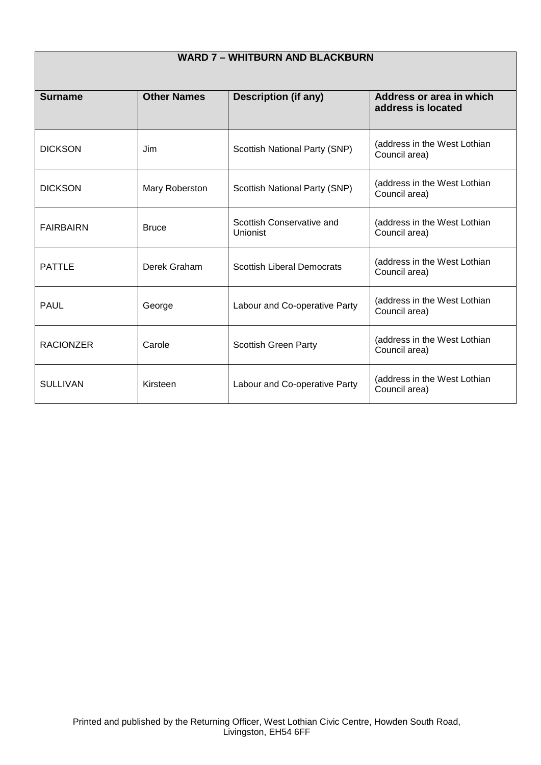| WARD 7 – WHITBURN AND BLACKBURN | | | |
|---|---|---|---|
| **Surname** | **Other Names** | **Description (if any)** | **Address or area in which address is located** |
| DICKSON | Jim | Scottish National Party (SNP) | (address in the West Lothian Council area) |
| DICKSON | Mary Roberston | Scottish National Party (SNP) | (address in the West Lothian Council area) |
| FAIRBAIRN | Bruce | Scottish Conservative and Unionist | (address in the West Lothian Council area) |
| PATTLE | Derek Graham | Scottish Liberal Democrats | (address in the West Lothian Council area) |
| PAUL | George | Labour and Co-operative Party | (address in the West Lothian Council area) |
| RACIONZER | Carole | Scottish Green Party | (address in the West Lothian Council area) |
| SULLIVAN | Kirsteen | Labour and Co-operative Party | (address in the West Lothian Council area) |

Printed and published by the Returning Officer, West Lothian Civic Centre, Howden South Road, Livingston, EH54 6FF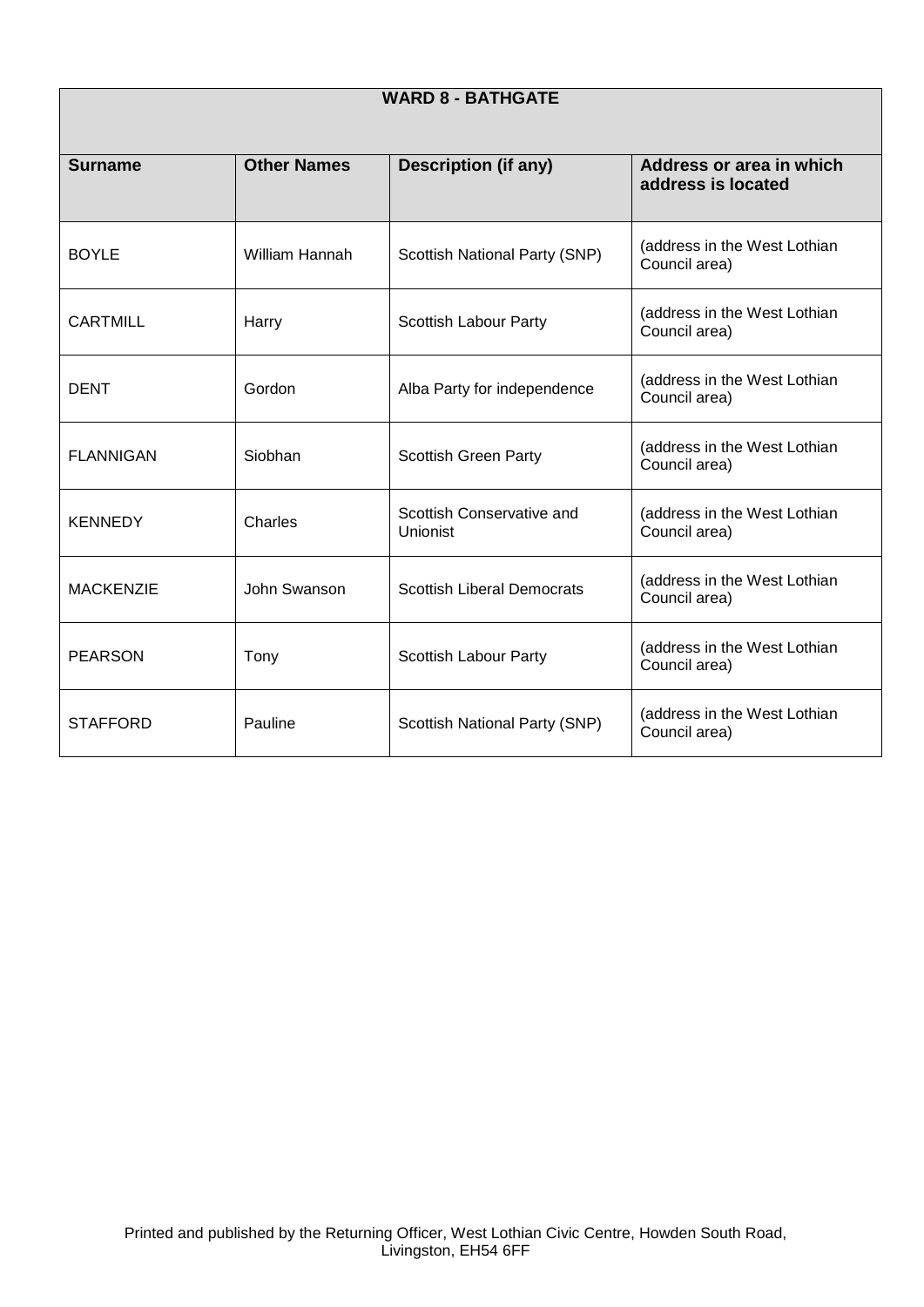| **WARD 8 - BATHGATE** | | | |
|---|---|---|---|
| **Surname** | **Other Names** | **Description (if any)** | **Address or area in which address is located** |
| BOYLE | William Hannah | Scottish National Party (SNP) | (address in the West Lothian Council area) |
| CARTMILL | Harry | Scottish Labour Party | (address in the West Lothian Council area) |
| DENT | Gordon | Alba Party for independence | (address in the West Lothian Council area) |
| FLANNIGAN | Siobhan | Scottish Green Party | (address in the West Lothian Council area) |
| KENNEDY | Charles | Scottish Conservative and Unionist | (address in the West Lothian Council area) |
| MACKENZIE | John Swanson | Scottish Liberal Democrats | (address in the West Lothian Council area) |
| PEARSON | Tony | Scottish Labour Party | (address in the West Lothian Council area) |
| STAFFORD | Pauline | Scottish National Party (SNP) | (address in the West Lothian Council area) |

Printed and published by the Returning Officer, West Lothian Civic Centre, Howden South Road, Livingston, EH54 6FF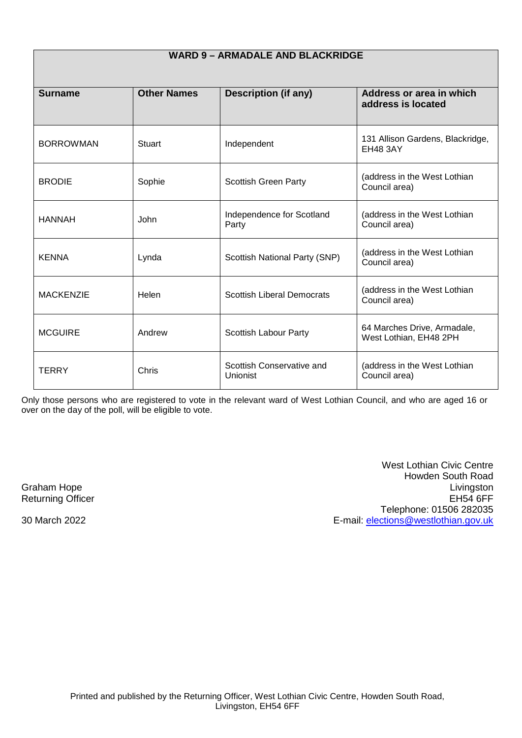| WARD 9 – ARMADALE AND BLACKRIDGE | | | |
|---|---|---|---|
| **Surname** | **Other Names** | **Description (if any)** | **Address or area in which address is located** |
| BORROWMAN | Stuart | Independent | 131 Allison Gardens, Blackridge, EH48 3AY |
| BRODIE | Sophie | Scottish Green Party | (address in the West Lothian Council area) |
| HANNAH | John | Independence for Scotland Party | (address in the West Lothian Council area) |
| KENNA | Lynda | Scottish National Party (SNP) | (address in the West Lothian Council area) |
| MACKENZIE | Helen | Scottish Liberal Democrats | (address in the West Lothian Council area) |
| MCGUIRE | Andrew | Scottish Labour Party | 64 Marches Drive, Armadale, West Lothian, EH48 2PH |
| TERRY | Chris | Scottish Conservative and Unionist | (address in the West Lothian Council area) |

Only those persons who are registered to vote in the relevant ward of West Lothian Council, and who are aged 16 or over on the day of the poll, will be eligible to vote.

Graham Hope
Returning Officer

30 March 2022

West Lothian Civic Centre
Howden South Road
Livingston
EH54 6FF
Telephone: 01506 282035
E-mail: elections@westlothian.gov.uk

Printed and published by the Returning Officer, West Lothian Civic Centre, Howden South Road, Livingston, EH54 6FF